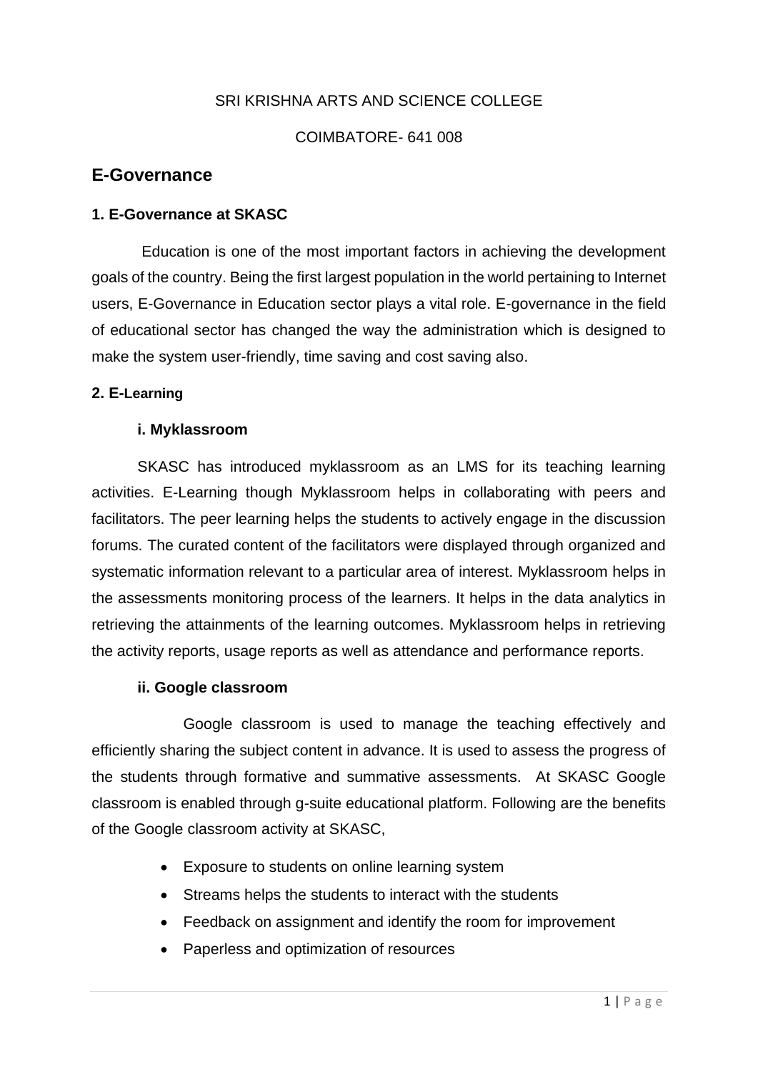SRI KRISHNA ARTS AND SCIENCE COLLEGE

COIMBATORE- 641 008

# E-Governance

### 1. E-Governance at SKASC

Education is one of the most important factors in achieving the development goals of the country. Being the first largest population in the world pertaining to Internet users, E-Governance in Education sector plays a vital role. E-governance in the field of educational sector has changed the way the administration which is designed to make the system user-friendly, time saving and cost saving also.

### 2. E-Learning

#### i. Myklassroom

SKASC has introduced myklassroom as an LMS for its teaching learning activities. E-Learning though Myklassroom helps in collaborating with peers and facilitators. The peer learning helps the students to actively engage in the discussion forums. The curated content of the facilitators were displayed through organized and systematic information relevant to a particular area of interest. Myklassroom helps in the assessments monitoring process of the learners. It helps in the data analytics in retrieving the attainments of the learning outcomes. Myklassroom helps in retrieving the activity reports, usage reports as well as attendance and performance reports.

#### ii. Google classroom

Google classroom is used to manage the teaching effectively and efficiently sharing the subject content in advance. It is used to assess the progress of the students through formative and summative assessments. At SKASC Google classroom is enabled through g-suite educational platform. Following are the benefits of the Google classroom activity at SKASC,

- Exposure to students on online learning system
- Streams helps the students to interact with the students
- Feedback on assignment and identify the room for improvement
- Paperless and optimization of resources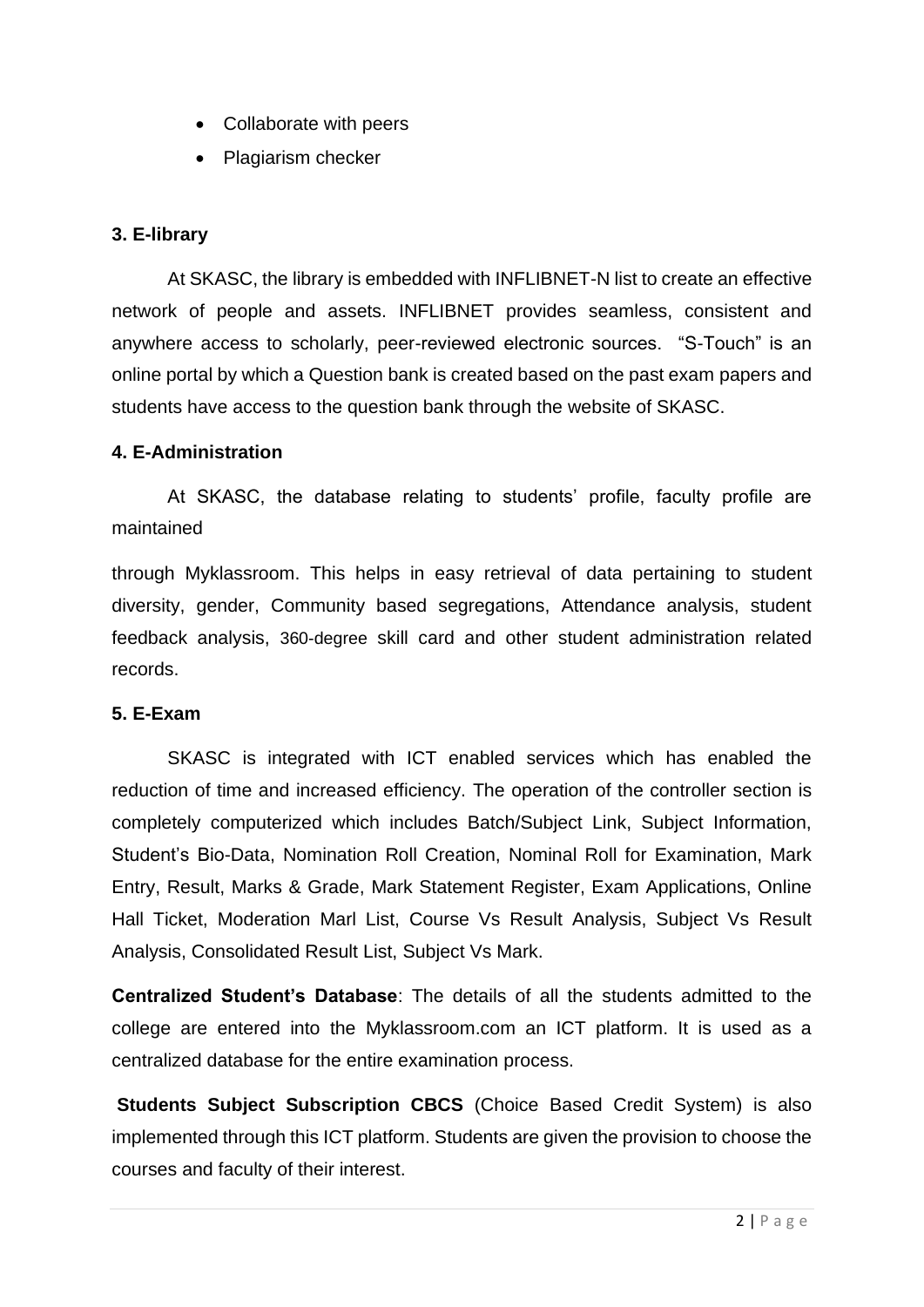- Collaborate with peers
- Plagiarism checker

**3. E-library**

At SKASC, the library is embedded with INFLIBNET-N list to create an effective network of people and assets. INFLIBNET provides seamless, consistent and anywhere access to scholarly, peer-reviewed electronic sources. "S-Touch" is an online portal by which a Question bank is created based on the past exam papers and students have access to the question bank through the website of SKASC.

**4. E-Administration**

At SKASC, the database relating to students' profile, faculty profile are maintained

through Myklassroom. This helps in easy retrieval of data pertaining to student diversity, gender, Community based segregations, Attendance analysis, student feedback analysis, 360-degree skill card and other student administration related records.

**5. E-Exam**

SKASC is integrated with ICT enabled services which has enabled the reduction of time and increased efficiency. The operation of the controller section is completely computerized which includes Batch/Subject Link, Subject Information, Student's Bio-Data, Nomination Roll Creation, Nominal Roll for Examination, Mark Entry, Result, Marks & Grade, Mark Statement Register, Exam Applications, Online Hall Ticket, Moderation Marl List, Course Vs Result Analysis, Subject Vs Result Analysis, Consolidated Result List, Subject Vs Mark.

**Centralized Student's Database**: The details of all the students admitted to the college are entered into the Myklassroom.com an ICT platform. It is used as a centralized database for the entire examination process.

**Students Subject Subscription CBCS** (Choice Based Credit System) is also implemented through this ICT platform. Students are given the provision to choose the courses and faculty of their interest.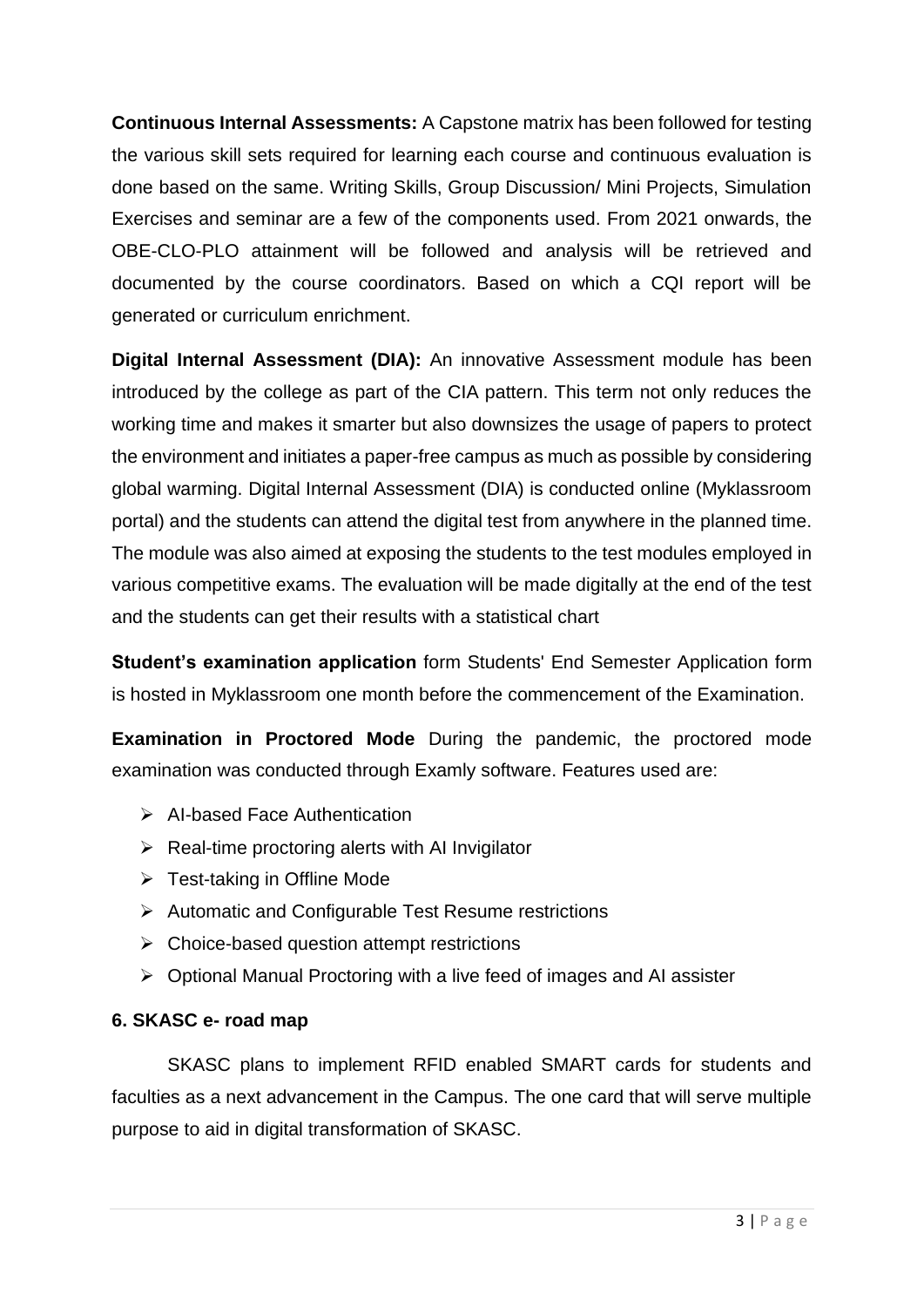**Continuous Internal Assessments:** A Capstone matrix has been followed for testing the various skill sets required for learning each course and continuous evaluation is done based on the same. Writing Skills, Group Discussion/ Mini Projects, Simulation Exercises and seminar are a few of the components used. From 2021 onwards, the OBE-CLO-PLO attainment will be followed and analysis will be retrieved and documented by the course coordinators. Based on which a CQI report will be generated or curriculum enrichment.

**Digital Internal Assessment (DIA):** An innovative Assessment module has been introduced by the college as part of the CIA pattern. This term not only reduces the working time and makes it smarter but also downsizes the usage of papers to protect the environment and initiates a paper-free campus as much as possible by considering global warming. Digital Internal Assessment (DIA) is conducted online (Myklassroom portal) and the students can attend the digital test from anywhere in the planned time. The module was also aimed at exposing the students to the test modules employed in various competitive exams. The evaluation will be made digitally at the end of the test and the students can get their results with a statistical chart

**Student's examination application** form Students' End Semester Application form is hosted in Myklassroom one month before the commencement of the Examination.

**Examination in Proctored Mode** During the pandemic, the proctored mode examination was conducted through Examly software. Features used are:

- AI-based Face Authentication
- Real-time proctoring alerts with AI Invigilator
- Test-taking in Offline Mode
- Automatic and Configurable Test Resume restrictions
- Choice-based question attempt restrictions
- Optional Manual Proctoring with a live feed of images and AI assister

### 6. SKASC e- road map

SKASC plans to implement RFID enabled SMART cards for students and faculties as a next advancement in the Campus. The one card that will serve multiple purpose to aid in digital transformation of SKASC.